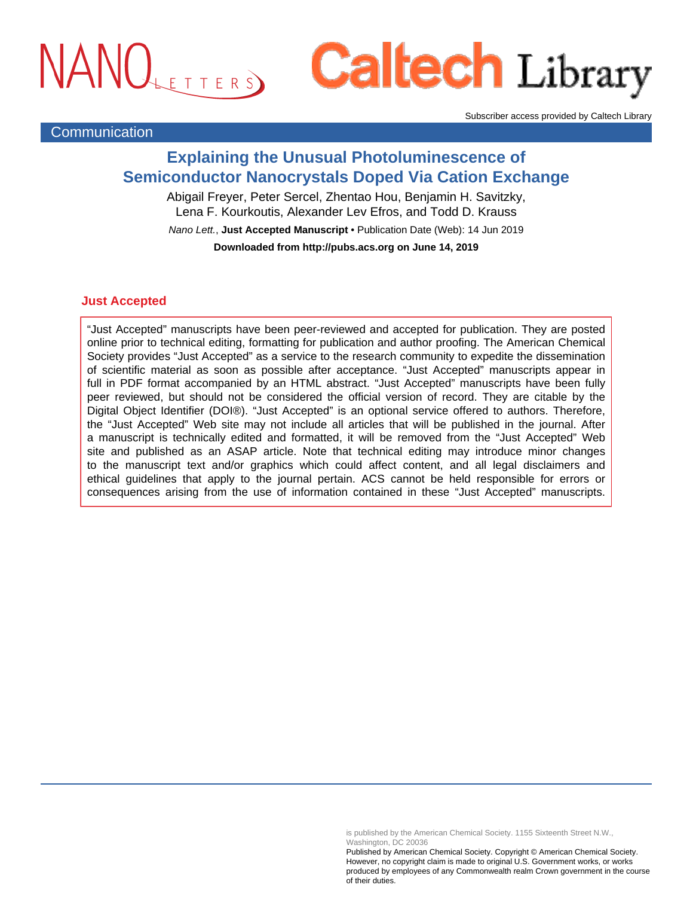Subscriber access provided by Caltech Library

Communication

# Explaining the Unusual Photoluminescence of Semiconductor Nanocrystals Doped Via Cation Exchange

Abigail Freyer, Peter Sercel, Zhentao Hou, Benjamin H. Savitzky, Lena F. Kourkoutis, Alexander Lev Efros, and Todd D. Krauss

*Nano Lett.*, **Just Accepted Manuscript** • Publication Date (Web): 14 Jun 2019

**Downloaded from http://pubs.acs.org on June 14, 2019**

## Just Accepted

"Just Accepted" manuscripts have been peer-reviewed and accepted for publication. They are posted online prior to technical editing, formatting for publication and author proofing. The American Chemical Society provides "Just Accepted" as a service to the research community to expedite the dissemination of scientific material as soon as possible after acceptance. "Just Accepted" manuscripts appear in full in PDF format accompanied by an HTML abstract. "Just Accepted" manuscripts have been fully peer reviewed, but should not be considered the official version of record. They are citable by the Digital Object Identifier (DOI®). "Just Accepted" is an optional service offered to authors. Therefore, the "Just Accepted" Web site may not include all articles that will be published in the journal. After a manuscript is technically edited and formatted, it will be removed from the "Just Accepted" Web site and published as an ASAP article. Note that technical editing may introduce minor changes to the manuscript text and/or graphics which could affect content, and all legal disclaimers and ethical guidelines that apply to the journal pertain. ACS cannot be held responsible for errors or consequences arising from the use of information contained in these "Just Accepted" manuscripts.

is published by the American Chemical Society. 1155 Sixteenth Street N.W., Washington, DC 20036

Published by American Chemical Society. Copyright © American Chemical Society. However, no copyright claim is made to original U.S. Government works, or works produced by employees of any Commonwealth realm Crown government in the course of their duties.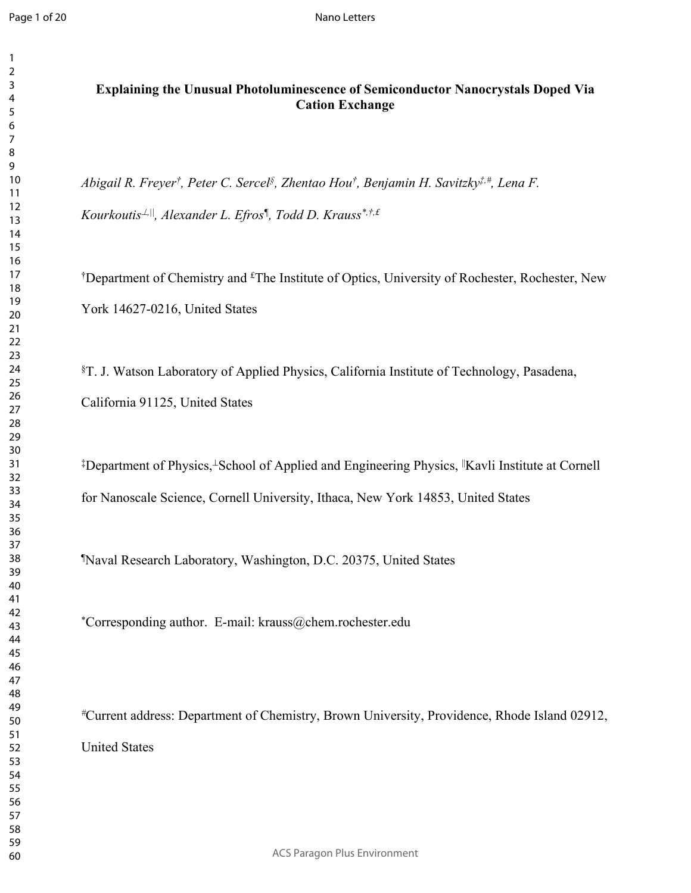# Explaining the Unusual Photoluminescence of Semiconductor Nanocrystals Doped Via Cation Exchange

*Abigail R. Freyer[†], Peter C. Sercel[§], Zhentao Hou[†], Benjamin H. Savitzky[‡,#], Lena F. Kourkoutis[⊥,||], Alexander L. Efros[¶], Todd D. Krauss[*,†,£]*

[†]Department of Chemistry and [£]The Institute of Optics, University of Rochester, Rochester, New York 14627-0216, United States

[§]T. J. Watson Laboratory of Applied Physics, California Institute of Technology, Pasadena, California 91125, United States

[‡]Department of Physics,[⊥]School of Applied and Engineering Physics, [||]Kavli Institute at Cornell for Nanoscale Science, Cornell University, Ithaca, New York 14853, United States

[¶]Naval Research Laboratory, Washington, D.C. 20375, United States

[*]Corresponding author. E-mail: krauss@chem.rochester.edu

[#]Current address: Department of Chemistry, Brown University, Providence, Rhode Island 02912, United States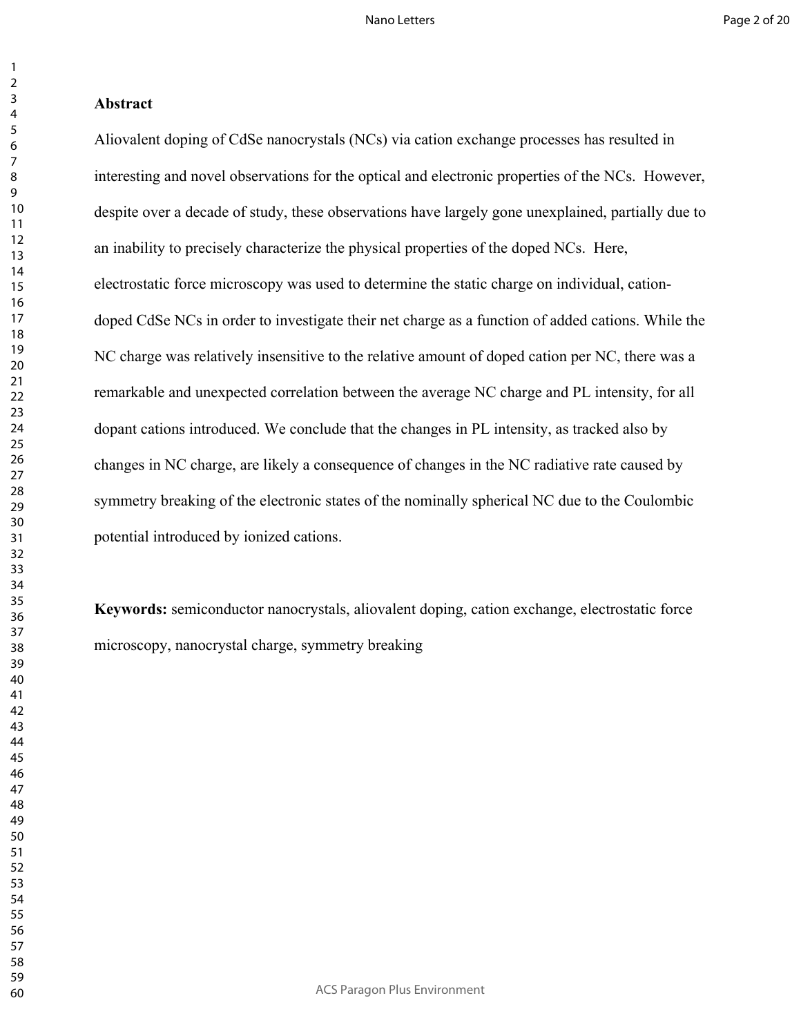## Abstract

Aliovalent doping of CdSe nanocrystals (NCs) via cation exchange processes has resulted in interesting and novel observations for the optical and electronic properties of the NCs. However, despite over a decade of study, these observations have largely gone unexplained, partially due to an inability to precisely characterize the physical properties of the doped NCs. Here, electrostatic force microscopy was used to determine the static charge on individual, cation-doped CdSe NCs in order to investigate their net charge as a function of added cations. While the NC charge was relatively insensitive to the relative amount of doped cation per NC, there was a remarkable and unexpected correlation between the average NC charge and PL intensity, for all dopant cations introduced. We conclude that the changes in PL intensity, as tracked also by changes in NC charge, are likely a consequence of changes in the NC radiative rate caused by symmetry breaking of the electronic states of the nominally spherical NC due to the Coulombic potential introduced by ionized cations.

**Keywords:** semiconductor nanocrystals, aliovalent doping, cation exchange, electrostatic force microscopy, nanocrystal charge, symmetry breaking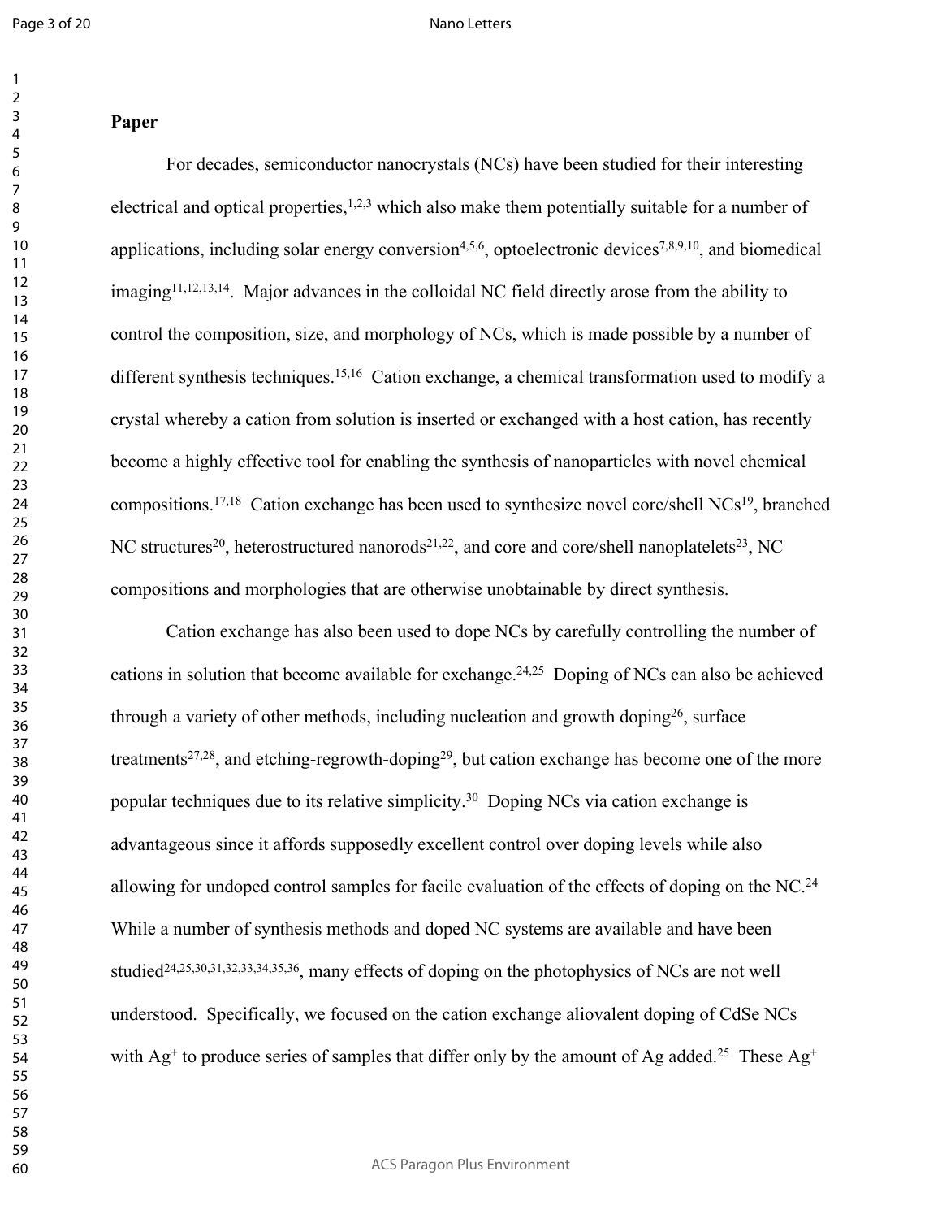**Paper**

For decades, semiconductor nanocrystals (NCs) have been studied for their interesting electrical and optical properties,[1,2,3] which also make them potentially suitable for a number of applications, including solar energy conversion[4,5,6], optoelectronic devices[7,8,9,10], and biomedical imaging[11,12,13,14]. Major advances in the colloidal NC field directly arose from the ability to control the composition, size, and morphology of NCs, which is made possible by a number of different synthesis techniques.[15,16] Cation exchange, a chemical transformation used to modify a crystal whereby a cation from solution is inserted or exchanged with a host cation, has recently become a highly effective tool for enabling the synthesis of nanoparticles with novel chemical compositions.[17,18] Cation exchange has been used to synthesize novel core/shell NCs[19], branched NC structures[20], heterostructured nanorods[21,22], and core and core/shell nanoplatelets[23], NC compositions and morphologies that are otherwise unobtainable by direct synthesis.

Cation exchange has also been used to dope NCs by carefully controlling the number of cations in solution that become available for exchange.[24,25] Doping of NCs can also be achieved through a variety of other methods, including nucleation and growth doping[26], surface treatments[27,28], and etching-regrowth-doping[29], but cation exchange has become one of the more popular techniques due to its relative simplicity.[30] Doping NCs via cation exchange is advantageous since it affords supposedly excellent control over doping levels while also allowing for undoped control samples for facile evaluation of the effects of doping on the NC.[24] While a number of synthesis methods and doped NC systems are available and have been studied[24,25,30,31,32,33,34,35,36], many effects of doping on the photophysics of NCs are not well understood. Specifically, we focused on the cation exchange aliovalent doping of CdSe NCs with $Ag^+$ to produce series of samples that differ only by the amount of Ag added.[25] These $Ag^+$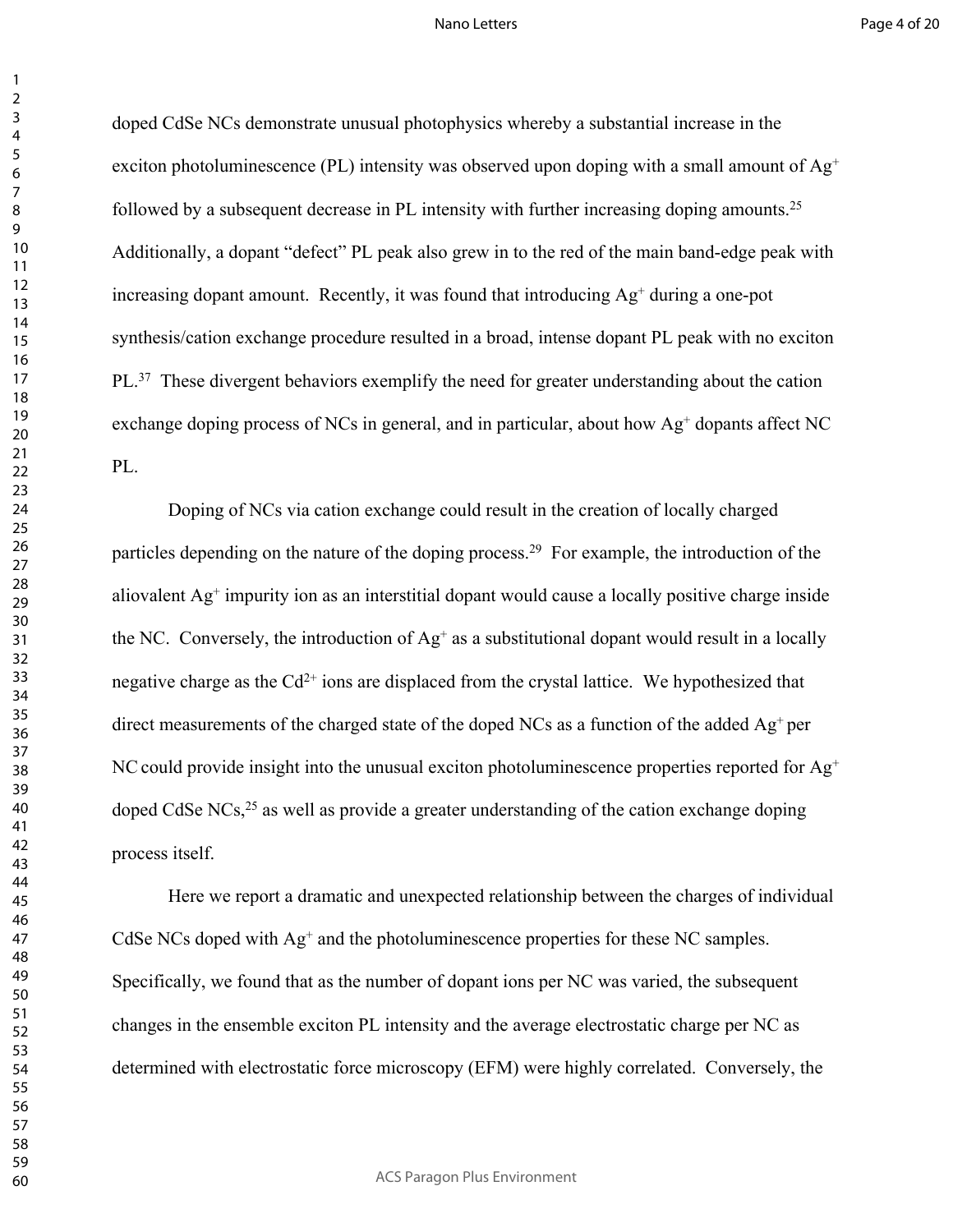doped CdSe NCs demonstrate unusual photophysics whereby a substantial increase in the exciton photoluminescence (PL) intensity was observed upon doping with a small amount of $Ag^+$ followed by a subsequent decrease in PL intensity with further increasing doping amounts.[25] Additionally, a dopant "defect" PL peak also grew in to the red of the main band-edge peak with increasing dopant amount. Recently, it was found that introducing $Ag^+$ during a one-pot synthesis/cation exchange procedure resulted in a broad, intense dopant PL peak with no exciton PL.[37] These divergent behaviors exemplify the need for greater understanding about the cation exchange doping process of NCs in general, and in particular, about how $Ag^+$ dopants affect NC PL.

Doping of NCs via cation exchange could result in the creation of locally charged particles depending on the nature of the doping process.[29] For example, the introduction of the aliovalent $Ag^+$ impurity ion as an interstitial dopant would cause a locally positive charge inside the NC. Conversely, the introduction of $Ag^+$ as a substitutional dopant would result in a locally negative charge as the $Cd^{2+}$ ions are displaced from the crystal lattice. We hypothesized that direct measurements of the charged state of the doped NCs as a function of the added $Ag^+$ per NC could provide insight into the unusual exciton photoluminescence properties reported for $Ag^+$ doped CdSe NCs,[25] as well as provide a greater understanding of the cation exchange doping process itself.

Here we report a dramatic and unexpected relationship between the charges of individual CdSe NCs doped with $Ag^+$ and the photoluminescence properties for these NC samples. Specifically, we found that as the number of dopant ions per NC was varied, the subsequent changes in the ensemble exciton PL intensity and the average electrostatic charge per NC as determined with electrostatic force microscopy (EFM) were highly correlated. Conversely, the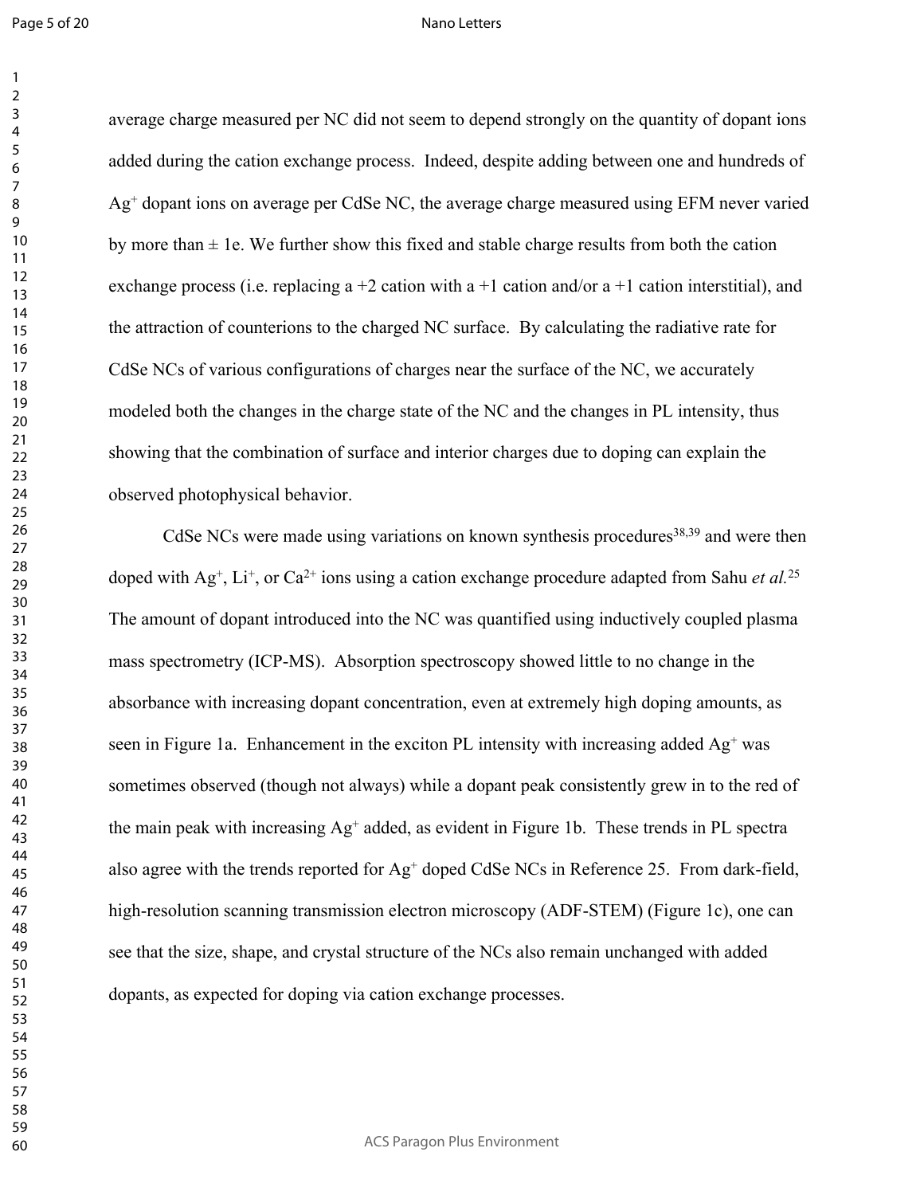average charge measured per NC did not seem to depend strongly on the quantity of dopant ions added during the cation exchange process. Indeed, despite adding between one and hundreds of $Ag^{+}$ dopant ions on average per CdSe NC, the average charge measured using EFM never varied by more than ± 1e. We further show this fixed and stable charge results from both the cation exchange process (i.e. replacing a +2 cation with a +1 cation and/or a +1 cation interstitial), and the attraction of counterions to the charged NC surface. By calculating the radiative rate for CdSe NCs of various configurations of charges near the surface of the NC, we accurately modeled both the changes in the charge state of the NC and the changes in PL intensity, thus showing that the combination of surface and interior charges due to doping can explain the observed photophysical behavior.

CdSe NCs were made using variations on known synthesis procedures[38,39] and were then doped with $Ag^{+}$, $Li^{+}$, or $Ca^{2+}$ ions using a cation exchange procedure adapted from Sahu *et al.*[25] The amount of dopant introduced into the NC was quantified using inductively coupled plasma mass spectrometry (ICP-MS). Absorption spectroscopy showed little to no change in the absorbance with increasing dopant concentration, even at extremely high doping amounts, as seen in Figure 1a. Enhancement in the exciton PL intensity with increasing added $Ag^{+}$ was sometimes observed (though not always) while a dopant peak consistently grew in to the red of the main peak with increasing $Ag^{+}$ added, as evident in Figure 1b. These trends in PL spectra also agree with the trends reported for $Ag^{+}$ doped CdSe NCs in Reference 25. From dark-field, high-resolution scanning transmission electron microscopy (ADF-STEM) (Figure 1c), one can see that the size, shape, and crystal structure of the NCs also remain unchanged with added dopants, as expected for doping via cation exchange processes.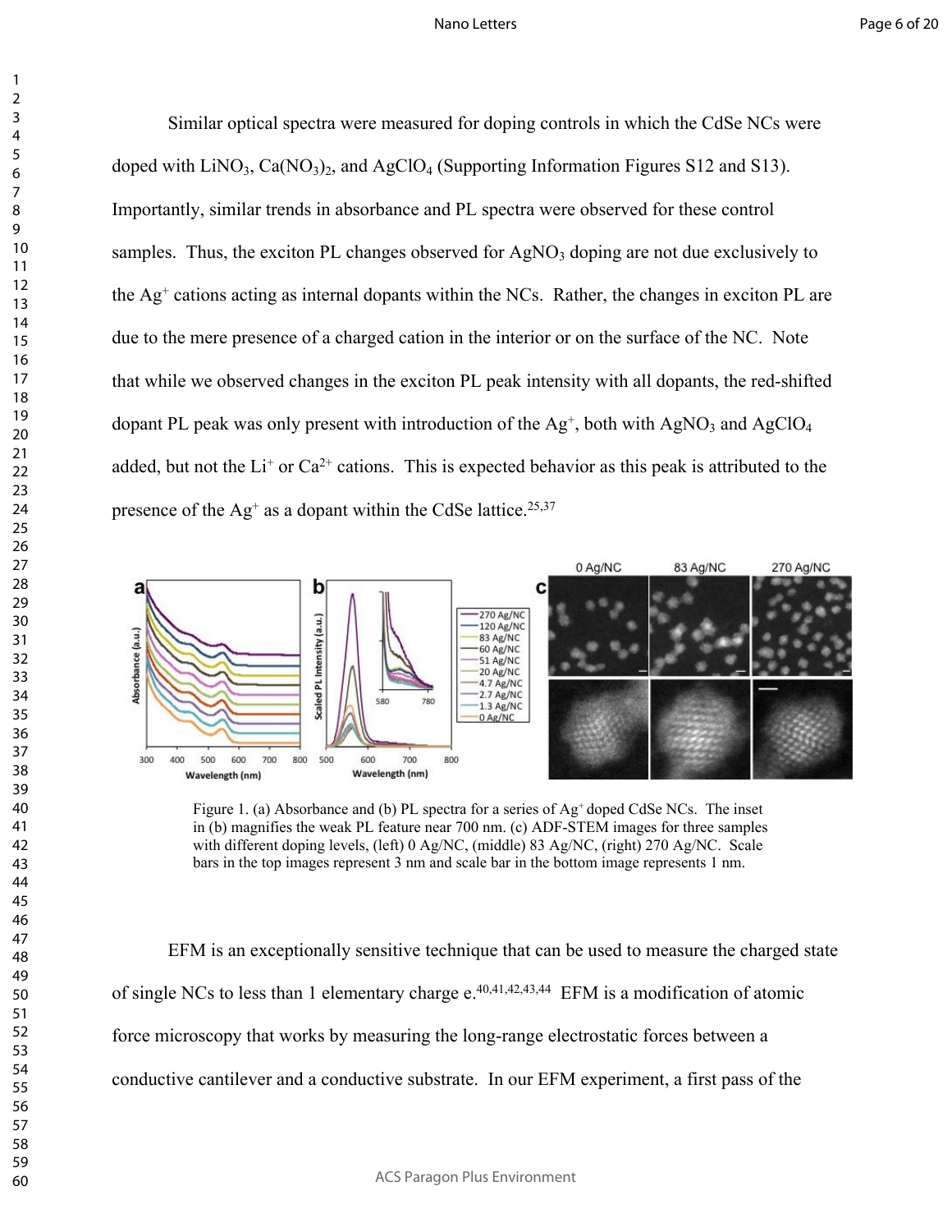Similar optical spectra were measured for doping controls in which the CdSe NCs were doped with $LiNO_3$, $Ca(NO_3)_2$, and $AgClO_4$ (Supporting Information Figures S12 and S13). Importantly, similar trends in absorbance and PL spectra were observed for these control samples. Thus, the exciton PL changes observed for $AgNO_3$ doping are not due exclusively to the $Ag^+$ cations acting as internal dopants within the NCs. Rather, the changes in exciton PL are due to the mere presence of a charged cation in the interior or on the surface of the NC. Note that while we observed changes in the exciton PL peak intensity with all dopants, the red-shifted dopant PL peak was only present with introduction of the $Ag^+$, both with $AgNO_3$ and $AgClO_4$ added, but not the $Li^+$ or $Ca^{2+}$ cations. This is expected behavior as this peak is attributed to the presence of the $Ag^+$ as a dopant within the CdSe lattice.[25,37]

Figure 1. (a) Absorbance and (b) PL spectra for a series of $Ag^+$ doped CdSe NCs. The inset in (b) magnifies the weak PL feature near 700 nm. (c) ADF-STEM images for three samples with different doping levels, (left) 0 Ag/NC, (middle) 83 Ag/NC, (right) 270 Ag/NC. Scale bars in the top images represent 3 nm and scale bar in the bottom image represents 1 nm.

EFM is an exceptionally sensitive technique that can be used to measure the charged state of single NCs to less than 1 elementary charge e.[40,41,42,43,44] EFM is a modification of atomic force microscopy that works by measuring the long-range electrostatic forces between a conductive cantilever and a conductive substrate. In our EFM experiment, a first pass of the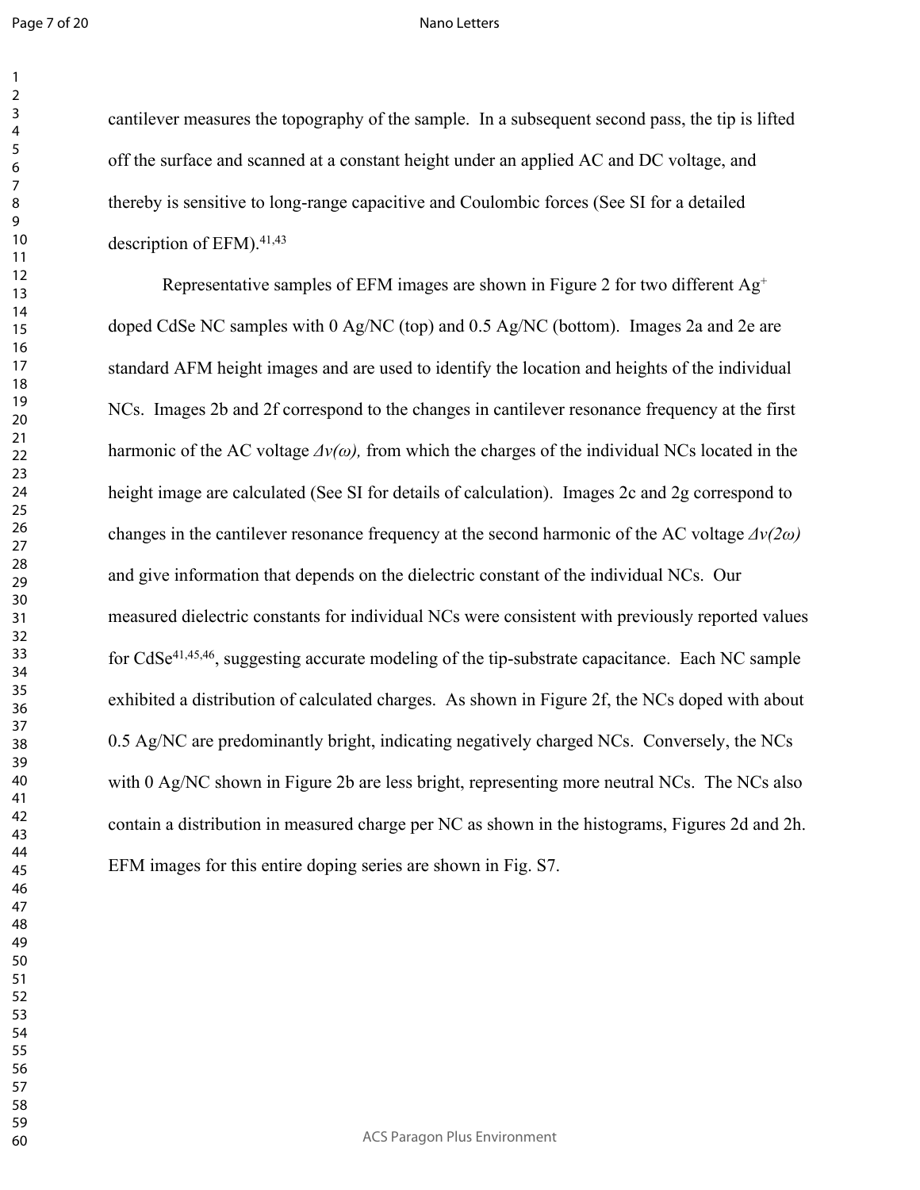cantilever measures the topography of the sample. In a subsequent second pass, the tip is lifted off the surface and scanned at a constant height under an applied AC and DC voltage, and thereby is sensitive to long-range capacitive and Coulombic forces (See SI for a detailed description of EFM).[41,43]

Representative samples of EFM images are shown in Figure 2 for two different $Ag^+$ doped CdSe NC samples with 0 Ag/NC (top) and 0.5 Ag/NC (bottom). Images 2a and 2e are standard AFM height images and are used to identify the location and heights of the individual NCs. Images 2b and 2f correspond to the changes in cantilever resonance frequency at the first harmonic of the AC voltage $\Delta\nu(\omega)$, from which the charges of the individual NCs located in the height image are calculated (See SI for details of calculation). Images 2c and 2g correspond to changes in the cantilever resonance frequency at the second harmonic of the AC voltage $\Delta\nu(2\omega)$ and give information that depends on the dielectric constant of the individual NCs. Our measured dielectric constants for individual NCs were consistent with previously reported values for CdSe[41,45,46], suggesting accurate modeling of the tip-substrate capacitance. Each NC sample exhibited a distribution of calculated charges. As shown in Figure 2f, the NCs doped with about 0.5 Ag/NC are predominantly bright, indicating negatively charged NCs. Conversely, the NCs with 0 Ag/NC shown in Figure 2b are less bright, representing more neutral NCs. The NCs also contain a distribution in measured charge per NC as shown in the histograms, Figures 2d and 2h. EFM images for this entire doping series are shown in Fig. S7.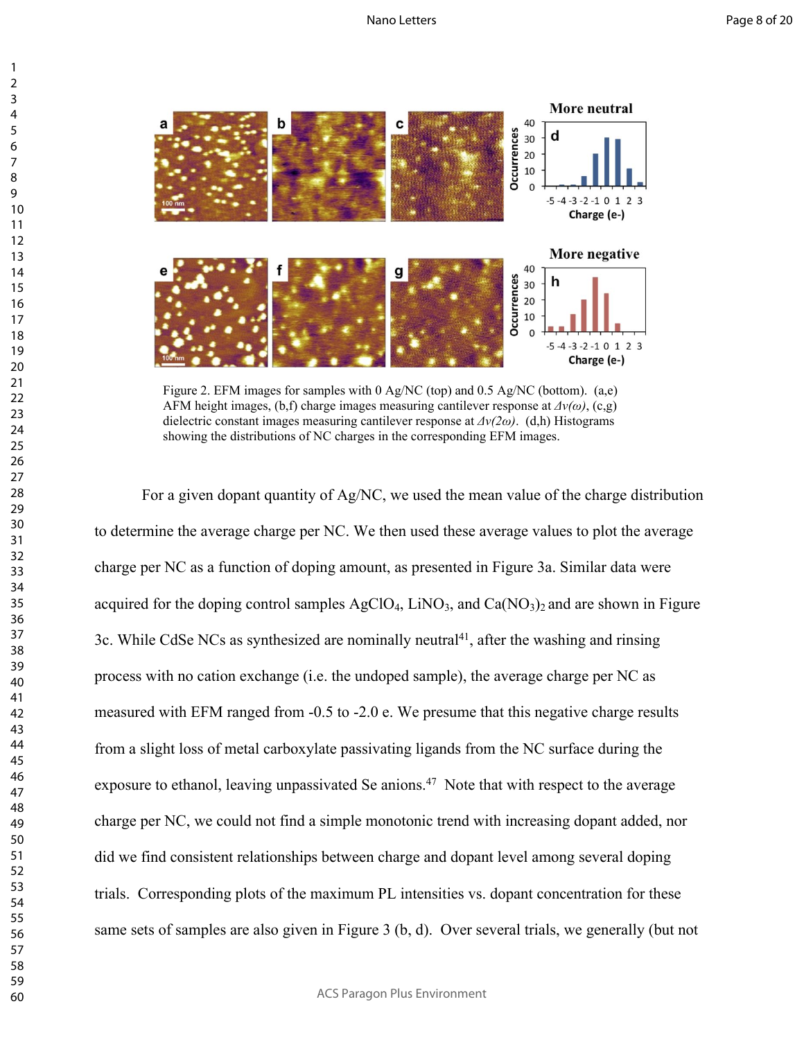Figure 2. EFM images for samples with 0 Ag/NC (top) and 0.5 Ag/NC (bottom). (a,e) AFM height images, (b,f) charge images measuring cantilever response at *Δν(ω)*, (c,g) dielectric constant images measuring cantilever response at *Δν(2ω)*. (d,h) Histograms showing the distributions of NC charges in the corresponding EFM images.

For a given dopant quantity of Ag/NC, we used the mean value of the charge distribution to determine the average charge per NC. We then used these average values to plot the average charge per NC as a function of doping amount, as presented in Figure 3a. Similar data were acquired for the doping control samples $AgClO_4$, $LiNO_3$, and $Ca(NO_3)_2$ and are shown in Figure 3c. While CdSe NCs as synthesized are nominally neutral[41], after the washing and rinsing process with no cation exchange (i.e. the undoped sample), the average charge per NC as measured with EFM ranged from -0.5 to -2.0 e. We presume that this negative charge results from a slight loss of metal carboxylate passivating ligands from the NC surface during the exposure to ethanol, leaving unpassivated Se anions.[47] Note that with respect to the average charge per NC, we could not find a simple monotonic trend with increasing dopant added, nor did we find consistent relationships between charge and dopant level among several doping trials. Corresponding plots of the maximum PL intensities vs. dopant concentration for these same sets of samples are also given in Figure 3 (b, d). Over several trials, we generally (but not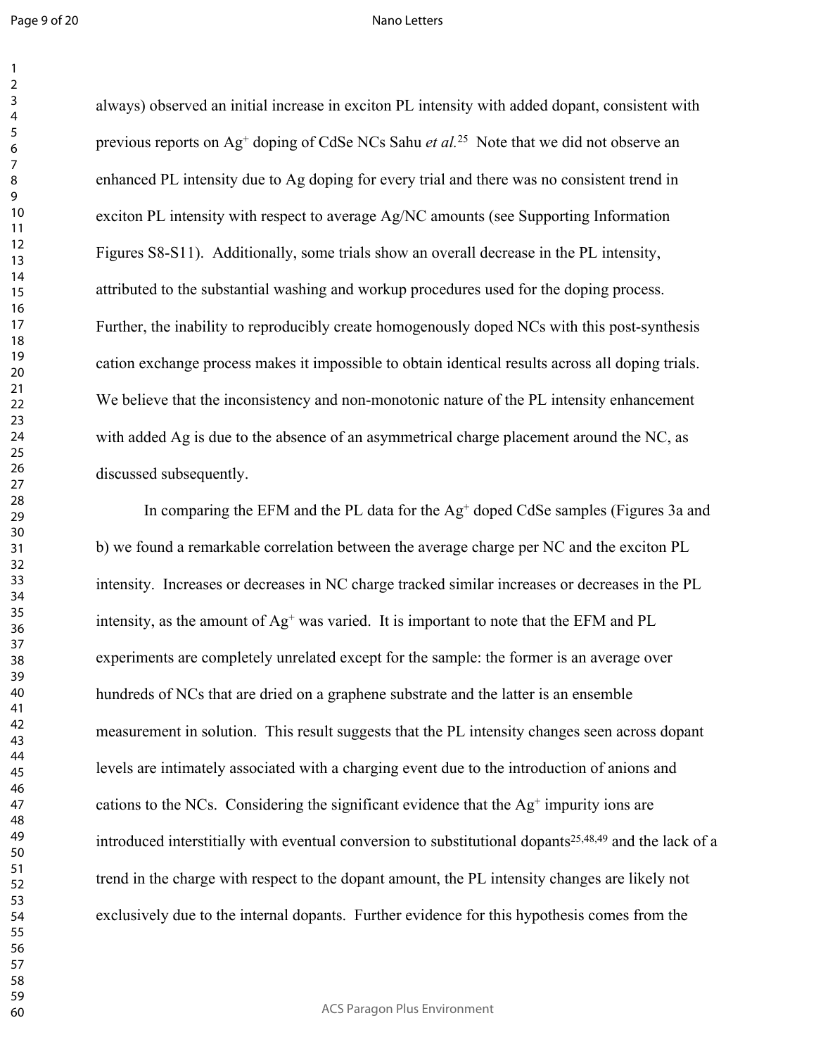always) observed an initial increase in exciton PL intensity with added dopant, consistent with previous reports on $Ag^+$ doping of CdSe NCs Sahu *et al.*[25] Note that we did not observe an enhanced PL intensity due to Ag doping for every trial and there was no consistent trend in exciton PL intensity with respect to average Ag/NC amounts (see Supporting Information Figures S8-S11). Additionally, some trials show an overall decrease in the PL intensity, attributed to the substantial washing and workup procedures used for the doping process. Further, the inability to reproducibly create homogenously doped NCs with this post-synthesis cation exchange process makes it impossible to obtain identical results across all doping trials. We believe that the inconsistency and non-monotonic nature of the PL intensity enhancement with added Ag is due to the absence of an asymmetrical charge placement around the NC, as discussed subsequently.

In comparing the EFM and the PL data for the $Ag^+$ doped CdSe samples (Figures 3a and b) we found a remarkable correlation between the average charge per NC and the exciton PL intensity. Increases or decreases in NC charge tracked similar increases or decreases in the PL intensity, as the amount of $Ag^+$ was varied. It is important to note that the EFM and PL experiments are completely unrelated except for the sample: the former is an average over hundreds of NCs that are dried on a graphene substrate and the latter is an ensemble measurement in solution. This result suggests that the PL intensity changes seen across dopant levels are intimately associated with a charging event due to the introduction of anions and cations to the NCs. Considering the significant evidence that the $Ag^+$ impurity ions are introduced interstitially with eventual conversion to substitutional dopants[25,48,49] and the lack of a trend in the charge with respect to the dopant amount, the PL intensity changes are likely not exclusively due to the internal dopants. Further evidence for this hypothesis comes from the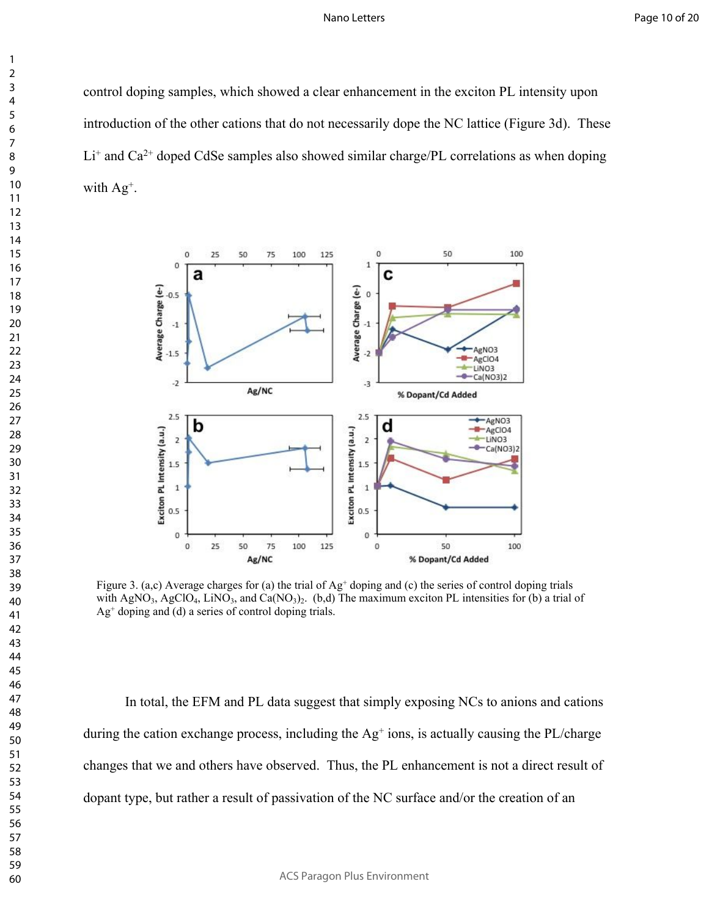control doping samples, which showed a clear enhancement in the exciton PL intensity upon introduction of the other cations that do not necessarily dope the NC lattice (Figure 3d). These $Li^+$ and $Ca^{2+}$ doped CdSe samples also showed similar charge/PL correlations as when doping with $Ag^+$.

Figure 3. (a,c) Average charges for (a) the trial of $Ag^+$ doping and (c) the series of control doping trials with $AgNO_3$, $AgClO_4$, $LiNO_3$, and $Ca(NO_3)_2$. (b,d) The maximum exciton PL intensities for (b) a trial of $Ag^+$ doping and (d) a series of control doping trials.

In total, the EFM and PL data suggest that simply exposing NCs to anions and cations during the cation exchange process, including the $Ag^+$ ions, is actually causing the PL/charge changes that we and others have observed. Thus, the PL enhancement is not a direct result of dopant type, but rather a result of passivation of the NC surface and/or the creation of an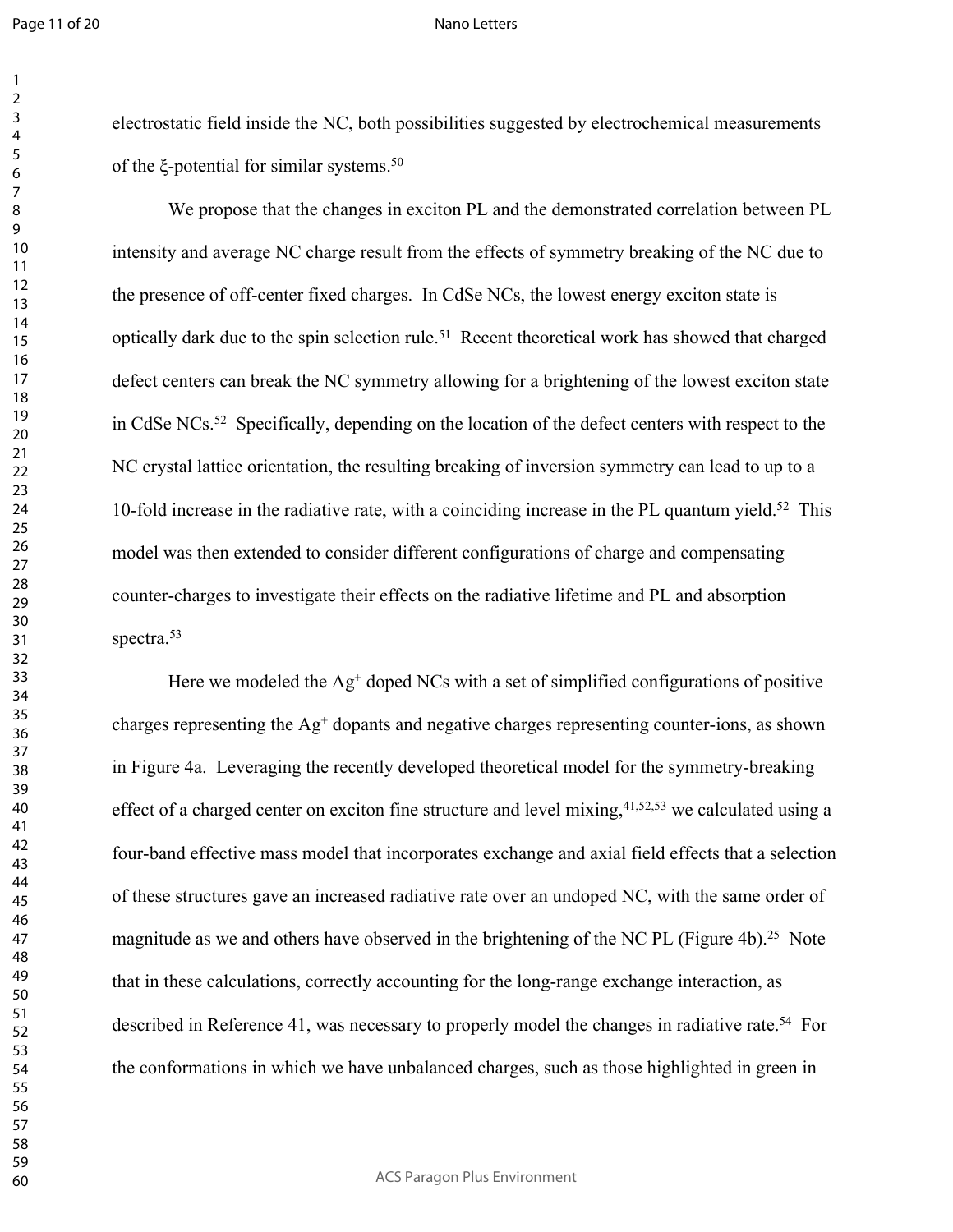electrostatic field inside the NC, both possibilities suggested by electrochemical measurements of the ξ-potential for similar systems.[50]

We propose that the changes in exciton PL and the demonstrated correlation between PL intensity and average NC charge result from the effects of symmetry breaking of the NC due to the presence of off-center fixed charges. In CdSe NCs, the lowest energy exciton state is optically dark due to the spin selection rule.[51] Recent theoretical work has showed that charged defect centers can break the NC symmetry allowing for a brightening of the lowest exciton state in CdSe NCs.[52] Specifically, depending on the location of the defect centers with respect to the NC crystal lattice orientation, the resulting breaking of inversion symmetry can lead to up to a 10-fold increase in the radiative rate, with a coinciding increase in the PL quantum yield.[52] This model was then extended to consider different configurations of charge and compensating counter-charges to investigate their effects on the radiative lifetime and PL and absorption spectra.[53]

Here we modeled the $Ag^+$ doped NCs with a set of simplified configurations of positive charges representing the $Ag^+$ dopants and negative charges representing counter-ions, as shown in Figure 4a. Leveraging the recently developed theoretical model for the symmetry-breaking effect of a charged center on exciton fine structure and level mixing,[41,52,53] we calculated using a four-band effective mass model that incorporates exchange and axial field effects that a selection of these structures gave an increased radiative rate over an undoped NC, with the same order of magnitude as we and others have observed in the brightening of the NC PL (Figure 4b).[25] Note that in these calculations, correctly accounting for the long-range exchange interaction, as described in Reference 41, was necessary to properly model the changes in radiative rate.[54] For the conformations in which we have unbalanced charges, such as those highlighted in green in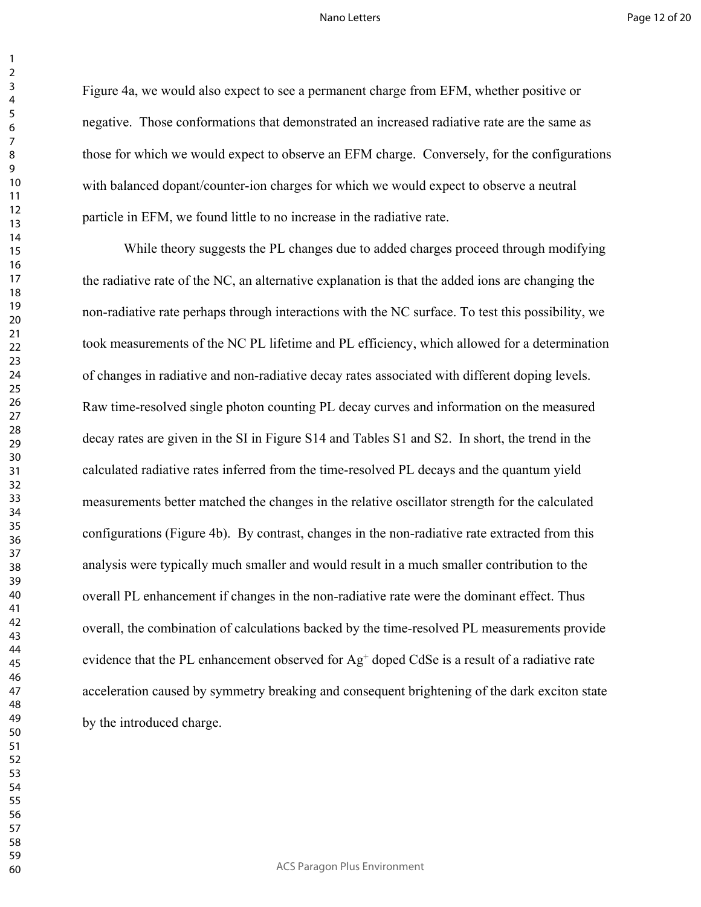Figure 4a, we would also expect to see a permanent charge from EFM, whether positive or negative. Those conformations that demonstrated an increased radiative rate are the same as those for which we would expect to observe an EFM charge. Conversely, for the configurations with balanced dopant/counter-ion charges for which we would expect to observe a neutral particle in EFM, we found little to no increase in the radiative rate.

While theory suggests the PL changes due to added charges proceed through modifying the radiative rate of the NC, an alternative explanation is that the added ions are changing the non-radiative rate perhaps through interactions with the NC surface. To test this possibility, we took measurements of the NC PL lifetime and PL efficiency, which allowed for a determination of changes in radiative and non-radiative decay rates associated with different doping levels. Raw time-resolved single photon counting PL decay curves and information on the measured decay rates are given in the SI in Figure S14 and Tables S1 and S2. In short, the trend in the calculated radiative rates inferred from the time-resolved PL decays and the quantum yield measurements better matched the changes in the relative oscillator strength for the calculated configurations (Figure 4b). By contrast, changes in the non-radiative rate extracted from this analysis were typically much smaller and would result in a much smaller contribution to the overall PL enhancement if changes in the non-radiative rate were the dominant effect. Thus overall, the combination of calculations backed by the time-resolved PL measurements provide evidence that the PL enhancement observed for $Ag^{+}$ doped CdSe is a result of a radiative rate acceleration caused by symmetry breaking and consequent brightening of the dark exciton state by the introduced charge.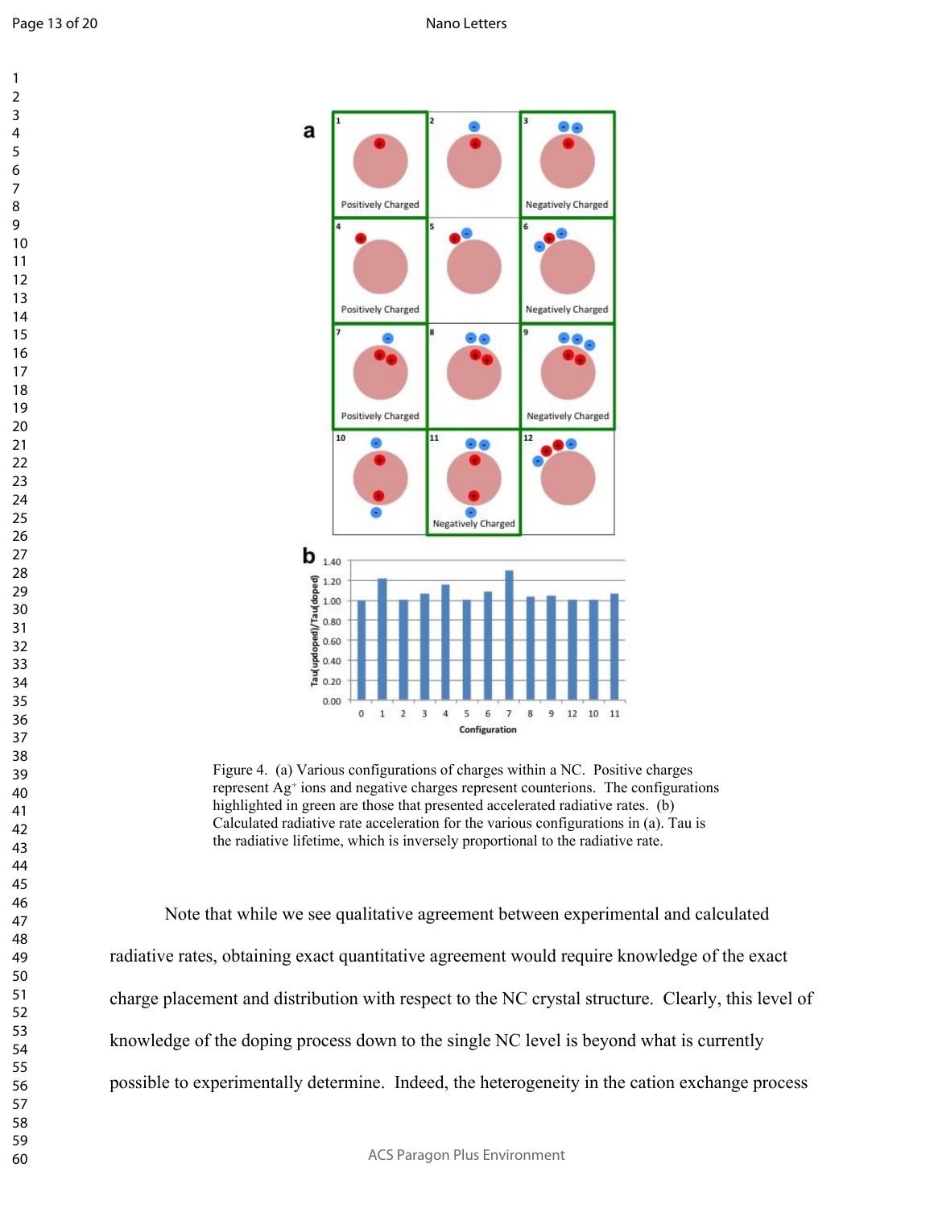Figure 4. (a) Various configurations of charges within a NC. Positive charges represent $Ag^{+}$ ions and negative charges represent counterions. The configurations highlighted in green are those that presented accelerated radiative rates. (b) Calculated radiative rate acceleration for the various configurations in (a). Tau is the radiative lifetime, which is inversely proportional to the radiative rate.

Note that while we see qualitative agreement between experimental and calculated radiative rates, obtaining exact quantitative agreement would require knowledge of the exact charge placement and distribution with respect to the NC crystal structure. Clearly, this level of knowledge of the doping process down to the single NC level is beyond what is currently possible to experimentally determine. Indeed, the heterogeneity in the cation exchange process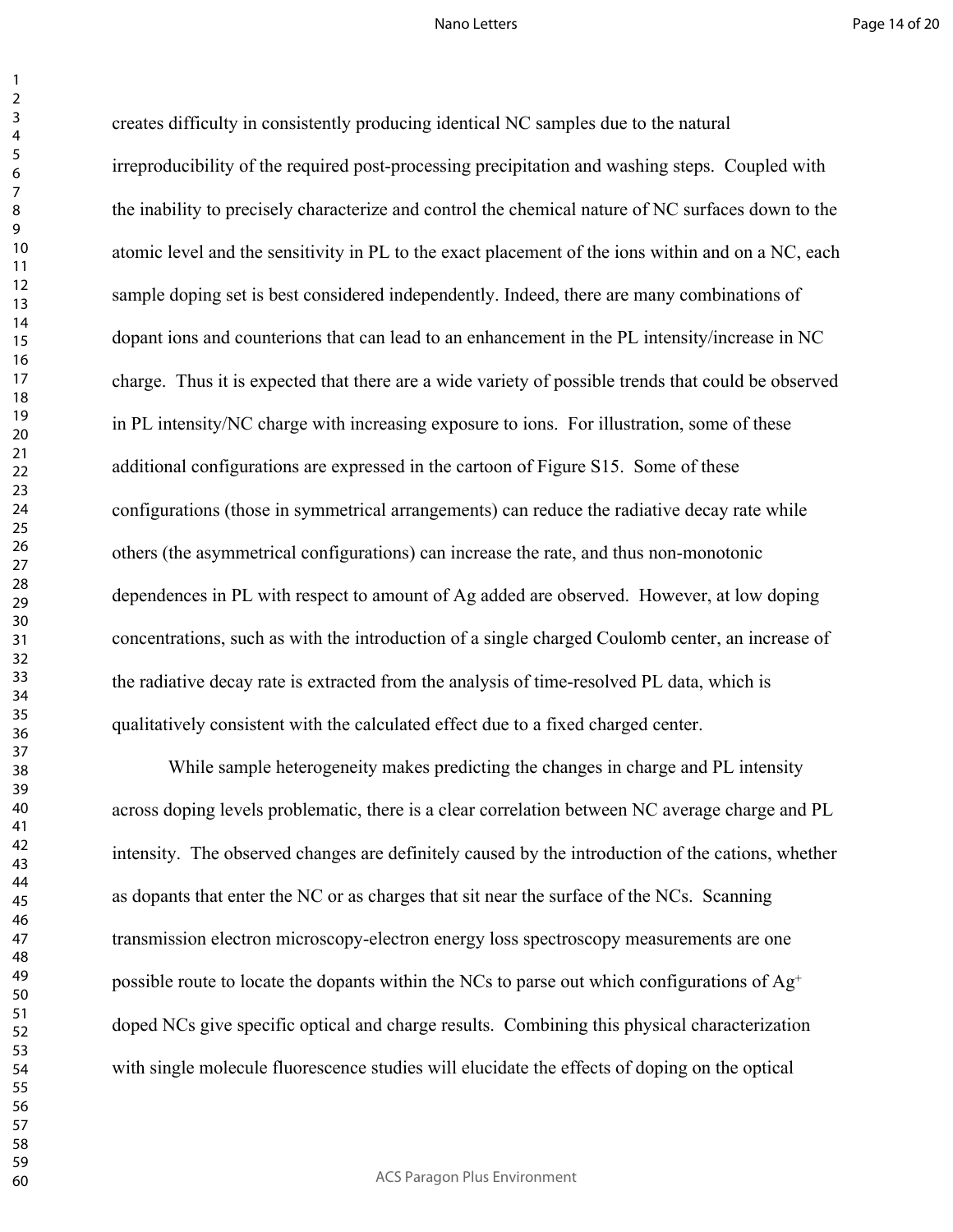creates difficulty in consistently producing identical NC samples due to the natural irreproducibility of the required post-processing precipitation and washing steps. Coupled with the inability to precisely characterize and control the chemical nature of NC surfaces down to the atomic level and the sensitivity in PL to the exact placement of the ions within and on a NC, each sample doping set is best considered independently. Indeed, there are many combinations of dopant ions and counterions that can lead to an enhancement in the PL intensity/increase in NC charge. Thus it is expected that there are a wide variety of possible trends that could be observed in PL intensity/NC charge with increasing exposure to ions. For illustration, some of these additional configurations are expressed in the cartoon of Figure S15. Some of these configurations (those in symmetrical arrangements) can reduce the radiative decay rate while others (the asymmetrical configurations) can increase the rate, and thus non-monotonic dependences in PL with respect to amount of Ag added are observed. However, at low doping concentrations, such as with the introduction of a single charged Coulomb center, an increase of the radiative decay rate is extracted from the analysis of time-resolved PL data, which is qualitatively consistent with the calculated effect due to a fixed charged center.

While sample heterogeneity makes predicting the changes in charge and PL intensity across doping levels problematic, there is a clear correlation between NC average charge and PL intensity. The observed changes are definitely caused by the introduction of the cations, whether as dopants that enter the NC or as charges that sit near the surface of the NCs. Scanning transmission electron microscopy-electron energy loss spectroscopy measurements are one possible route to locate the dopants within the NCs to parse out which configurations of $Ag^+$ doped NCs give specific optical and charge results. Combining this physical characterization with single molecule fluorescence studies will elucidate the effects of doping on the optical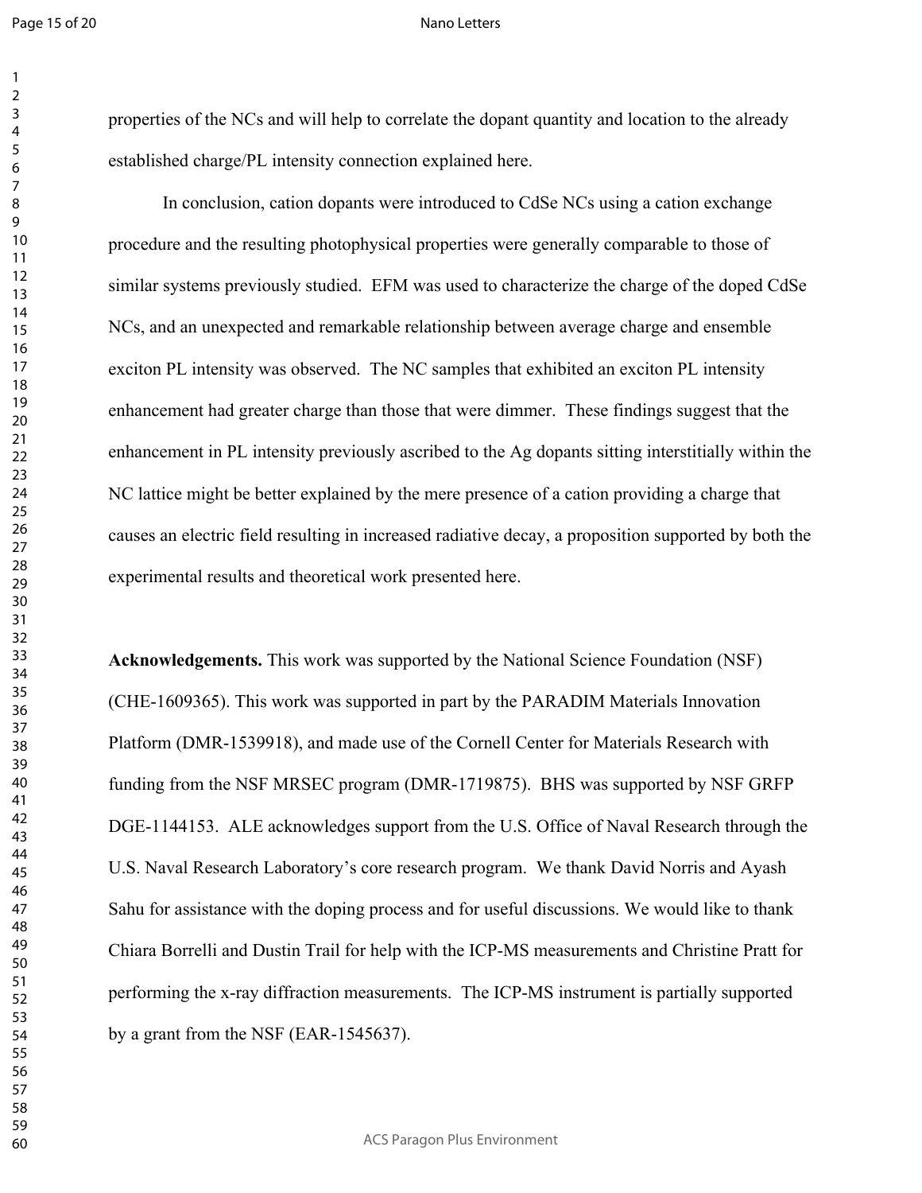properties of the NCs and will help to correlate the dopant quantity and location to the already established charge/PL intensity connection explained here.

In conclusion, cation dopants were introduced to CdSe NCs using a cation exchange procedure and the resulting photophysical properties were generally comparable to those of similar systems previously studied. EFM was used to characterize the charge of the doped CdSe NCs, and an unexpected and remarkable relationship between average charge and ensemble exciton PL intensity was observed. The NC samples that exhibited an exciton PL intensity enhancement had greater charge than those that were dimmer. These findings suggest that the enhancement in PL intensity previously ascribed to the Ag dopants sitting interstitially within the NC lattice might be better explained by the mere presence of a cation providing a charge that causes an electric field resulting in increased radiative decay, a proposition supported by both the experimental results and theoretical work presented here.

**Acknowledgements.** This work was supported by the National Science Foundation (NSF) (CHE-1609365). This work was supported in part by the PARADIM Materials Innovation Platform (DMR-1539918), and made use of the Cornell Center for Materials Research with funding from the NSF MRSEC program (DMR-1719875). BHS was supported by NSF GRFP DGE-1144153. ALE acknowledges support from the U.S. Office of Naval Research through the U.S. Naval Research Laboratory's core research program. We thank David Norris and Ayash Sahu for assistance with the doping process and for useful discussions. We would like to thank Chiara Borrelli and Dustin Trail for help with the ICP-MS measurements and Christine Pratt for performing the x-ray diffraction measurements. The ICP-MS instrument is partially supported by a grant from the NSF (EAR-1545637).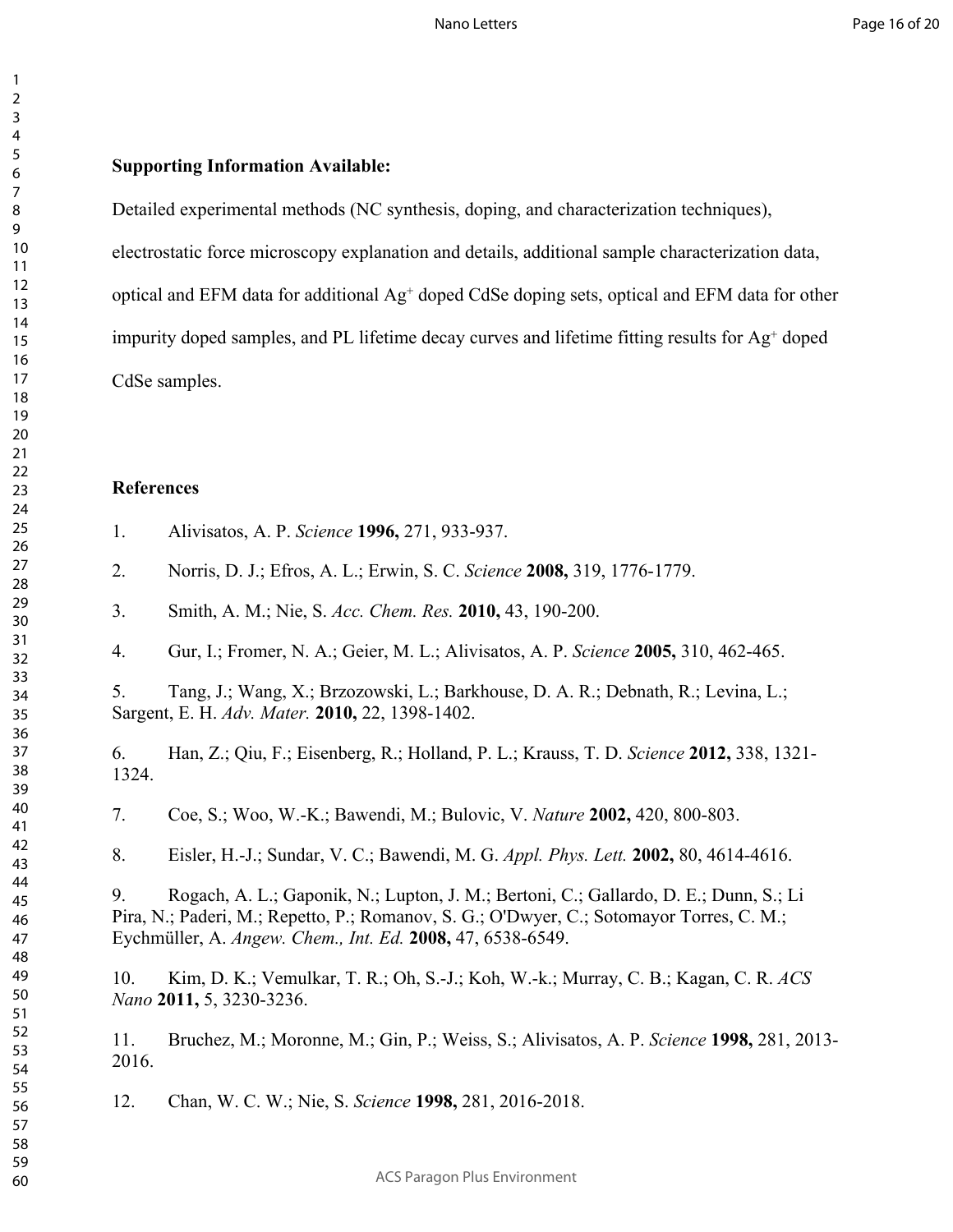**Supporting Information Available:**

Detailed experimental methods (NC synthesis, doping, and characterization techniques), electrostatic force microscopy explanation and details, additional sample characterization data, optical and EFM data for additional $Ag^{+}$ doped CdSe doping sets, optical and EFM data for other impurity doped samples, and PL lifetime decay curves and lifetime fitting results for $Ag^{+}$ doped CdSe samples.

**References**

1. Alivisatos, A. P. *Science* **1996,** 271, 933-937.

2. Norris, D. J.; Efros, A. L.; Erwin, S. C. *Science* **2008,** 319, 1776-1779.

3. Smith, A. M.; Nie, S. *Acc. Chem. Res.* **2010,** 43, 190-200.

4. Gur, I.; Fromer, N. A.; Geier, M. L.; Alivisatos, A. P. *Science* **2005,** 310, 462-465.

5. Tang, J.; Wang, X.; Brzozowski, L.; Barkhouse, D. A. R.; Debnath, R.; Levina, L.; Sargent, E. H. *Adv. Mater.* **2010,** 22, 1398-1402.

6. Han, Z.; Qiu, F.; Eisenberg, R.; Holland, P. L.; Krauss, T. D. *Science* **2012,** 338, 1321-1324.

7. Coe, S.; Woo, W.-K.; Bawendi, M.; Bulovic, V. *Nature* **2002,** 420, 800-803.

8. Eisler, H.-J.; Sundar, V. C.; Bawendi, M. G. *Appl. Phys. Lett.* **2002,** 80, 4614-4616.

9. Rogach, A. L.; Gaponik, N.; Lupton, J. M.; Bertoni, C.; Gallardo, D. E.; Dunn, S.; Li Pira, N.; Paderi, M.; Repetto, P.; Romanov, S. G.; O'Dwyer, C.; Sotomayor Torres, C. M.; Eychmüller, A. *Angew. Chem., Int. Ed.* **2008,** 47, 6538-6549.

10. Kim, D. K.; Vemulkar, T. R.; Oh, S.-J.; Koh, W.-k.; Murray, C. B.; Kagan, C. R. *ACS Nano* **2011,** 5, 3230-3236.

11. Bruchez, M.; Moronne, M.; Gin, P.; Weiss, S.; Alivisatos, A. P. *Science* **1998,** 281, 2013-2016.

12. Chan, W. C. W.; Nie, S. *Science* **1998,** 281, 2016-2018.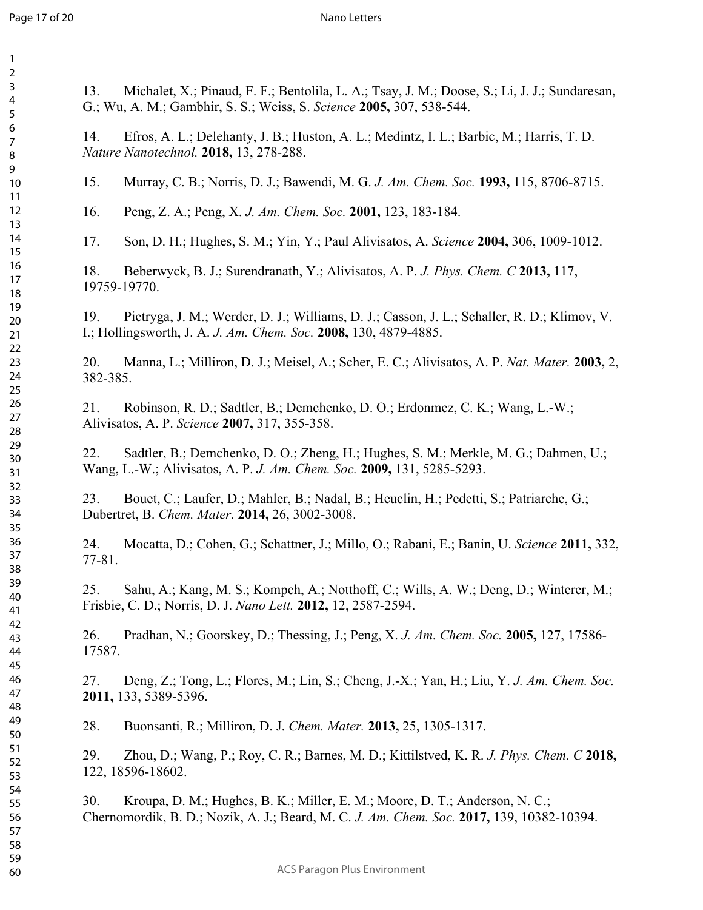13. Michalet, X.; Pinaud, F. F.; Bentolila, L. A.; Tsay, J. M.; Doose, S.; Li, J. J.; Sundaresan, G.; Wu, A. M.; Gambhir, S. S.; Weiss, S. *Science* **2005,** 307, 538-544.

14. Efros, A. L.; Delehanty, J. B.; Huston, A. L.; Medintz, I. L.; Barbic, M.; Harris, T. D. *Nature Nanotechnol.* **2018,** 13, 278-288.

15. Murray, C. B.; Norris, D. J.; Bawendi, M. G. *J. Am. Chem. Soc.* **1993,** 115, 8706-8715.

16. Peng, Z. A.; Peng, X. *J. Am. Chem. Soc.* **2001,** 123, 183-184.

17. Son, D. H.; Hughes, S. M.; Yin, Y.; Paul Alivisatos, A. *Science* **2004,** 306, 1009-1012.

18. Beberwyck, B. J.; Surendranath, Y.; Alivisatos, A. P. *J. Phys. Chem. C* **2013,** 117, 19759-19770.

19. Pietryga, J. M.; Werder, D. J.; Williams, D. J.; Casson, J. L.; Schaller, R. D.; Klimov, V. I.; Hollingsworth, J. A. *J. Am. Chem. Soc.* **2008,** 130, 4879-4885.

20. Manna, L.; Milliron, D. J.; Meisel, A.; Scher, E. C.; Alivisatos, A. P. *Nat. Mater.* **2003,** 2, 382-385.

21. Robinson, R. D.; Sadtler, B.; Demchenko, D. O.; Erdonmez, C. K.; Wang, L.-W.; Alivisatos, A. P. *Science* **2007,** 317, 355-358.

22. Sadtler, B.; Demchenko, D. O.; Zheng, H.; Hughes, S. M.; Merkle, M. G.; Dahmen, U.; Wang, L.-W.; Alivisatos, A. P. *J. Am. Chem. Soc.* **2009,** 131, 5285-5293.

23. Bouet, C.; Laufer, D.; Mahler, B.; Nadal, B.; Heuclin, H.; Pedetti, S.; Patriarche, G.; Dubertret, B. *Chem. Mater.* **2014,** 26, 3002-3008.

24. Mocatta, D.; Cohen, G.; Schattner, J.; Millo, O.; Rabani, E.; Banin, U. *Science* **2011,** 332, 77-81.

25. Sahu, A.; Kang, M. S.; Kompch, A.; Notthoff, C.; Wills, A. W.; Deng, D.; Winterer, M.; Frisbie, C. D.; Norris, D. J. *Nano Lett.* **2012,** 12, 2587-2594.

26. Pradhan, N.; Goorskey, D.; Thessing, J.; Peng, X. *J. Am. Chem. Soc.* **2005,** 127, 17586-17587.

27. Deng, Z.; Tong, L.; Flores, M.; Lin, S.; Cheng, J.-X.; Yan, H.; Liu, Y. *J. Am. Chem. Soc.* **2011,** 133, 5389-5396.

28. Buonsanti, R.; Milliron, D. J. *Chem. Mater.* **2013,** 25, 1305-1317.

29. Zhou, D.; Wang, P.; Roy, C. R.; Barnes, M. D.; Kittilstved, K. R. *J. Phys. Chem. C* **2018,** 122, 18596-18602.

30. Kroupa, D. M.; Hughes, B. K.; Miller, E. M.; Moore, D. T.; Anderson, N. C.; Chernomordik, B. D.; Nozik, A. J.; Beard, M. C. *J. Am. Chem. Soc.* **2017,** 139, 10382-10394.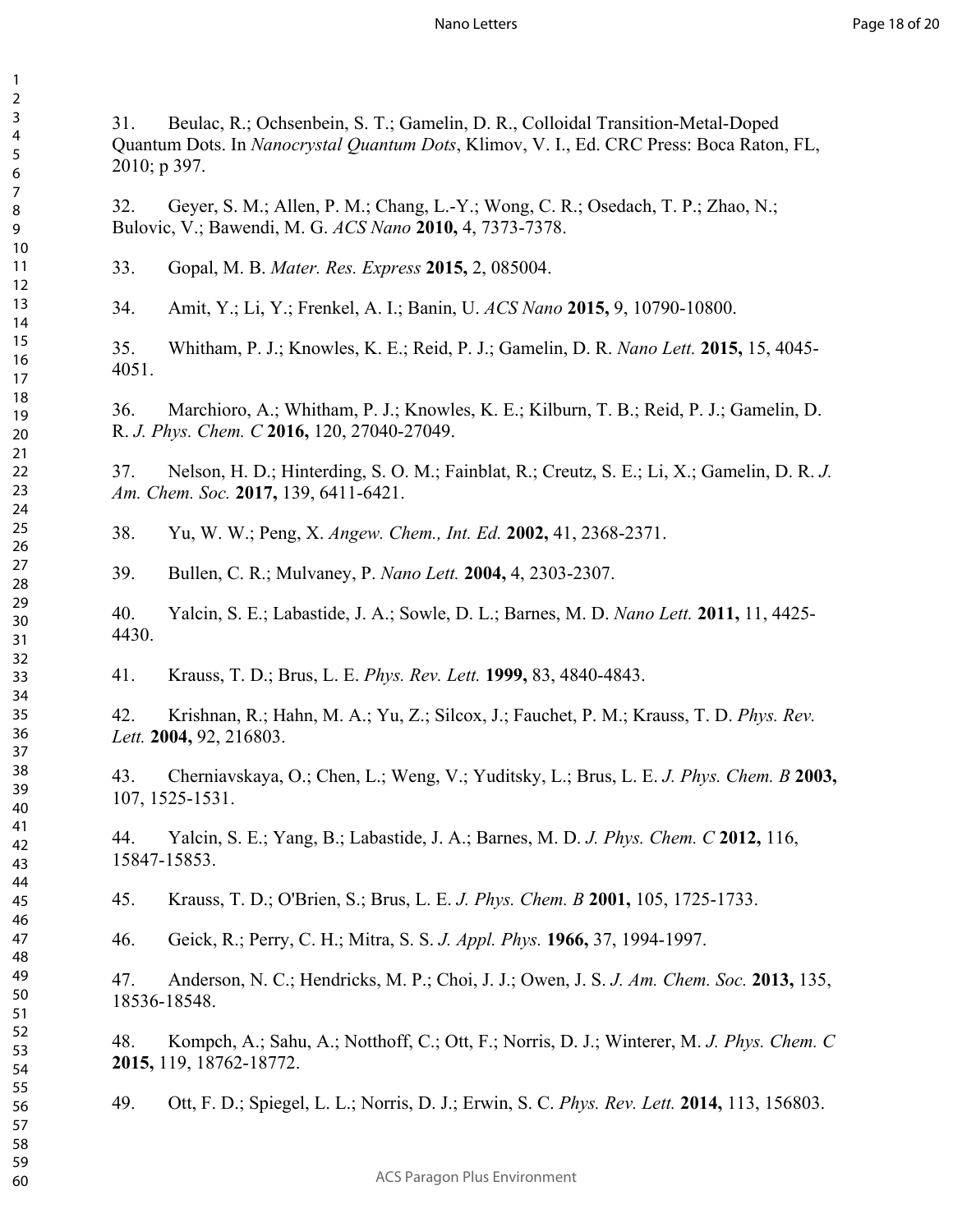31. Beulac, R.; Ochsenbein, S. T.; Gamelin, D. R., Colloidal Transition-Metal-Doped Quantum Dots. In *Nanocrystal Quantum Dots*, Klimov, V. I., Ed. CRC Press: Boca Raton, FL, 2010; p 397.

32. Geyer, S. M.; Allen, P. M.; Chang, L.-Y.; Wong, C. R.; Osedach, T. P.; Zhao, N.; Bulovic, V.; Bawendi, M. G. *ACS Nano* **2010,** 4, 7373-7378.

33. Gopal, M. B. *Mater. Res. Express* **2015,** 2, 085004.

34. Amit, Y.; Li, Y.; Frenkel, A. I.; Banin, U. *ACS Nano* **2015,** 9, 10790-10800.

35. Whitham, P. J.; Knowles, K. E.; Reid, P. J.; Gamelin, D. R. *Nano Lett.* **2015,** 15, 4045-4051.

36. Marchioro, A.; Whitham, P. J.; Knowles, K. E.; Kilburn, T. B.; Reid, P. J.; Gamelin, D. R. *J. Phys. Chem. C* **2016,** 120, 27040-27049.

37. Nelson, H. D.; Hinterding, S. O. M.; Fainblat, R.; Creutz, S. E.; Li, X.; Gamelin, D. R. *J. Am. Chem. Soc.* **2017,** 139, 6411-6421.

38. Yu, W. W.; Peng, X. *Angew. Chem., Int. Ed.* **2002,** 41, 2368-2371.

39. Bullen, C. R.; Mulvaney, P. *Nano Lett.* **2004,** 4, 2303-2307.

40. Yalcin, S. E.; Labastide, J. A.; Sowle, D. L.; Barnes, M. D. *Nano Lett.* **2011,** 11, 4425-4430.

41. Krauss, T. D.; Brus, L. E. *Phys. Rev. Lett.* **1999,** 83, 4840-4843.

42. Krishnan, R.; Hahn, M. A.; Yu, Z.; Silcox, J.; Fauchet, P. M.; Krauss, T. D. *Phys. Rev. Lett.* **2004,** 92, 216803.

43. Cherniavskaya, O.; Chen, L.; Weng, V.; Yuditsky, L.; Brus, L. E. *J. Phys. Chem. B* **2003,** 107, 1525-1531.

44. Yalcin, S. E.; Yang, B.; Labastide, J. A.; Barnes, M. D. *J. Phys. Chem. C* **2012,** 116, 15847-15853.

45. Krauss, T. D.; O'Brien, S.; Brus, L. E. *J. Phys. Chem. B* **2001,** 105, 1725-1733.

46. Geick, R.; Perry, C. H.; Mitra, S. S. *J. Appl. Phys.* **1966,** 37, 1994-1997.

47. Anderson, N. C.; Hendricks, M. P.; Choi, J. J.; Owen, J. S. *J. Am. Chem. Soc.* **2013,** 135, 18536-18548.

48. Kompch, A.; Sahu, A.; Notthoff, C.; Ott, F.; Norris, D. J.; Winterer, M. *J. Phys. Chem. C* **2015,** 119, 18762-18772.

49. Ott, F. D.; Spiegel, L. L.; Norris, D. J.; Erwin, S. C. *Phys. Rev. Lett.* **2014,** 113, 156803.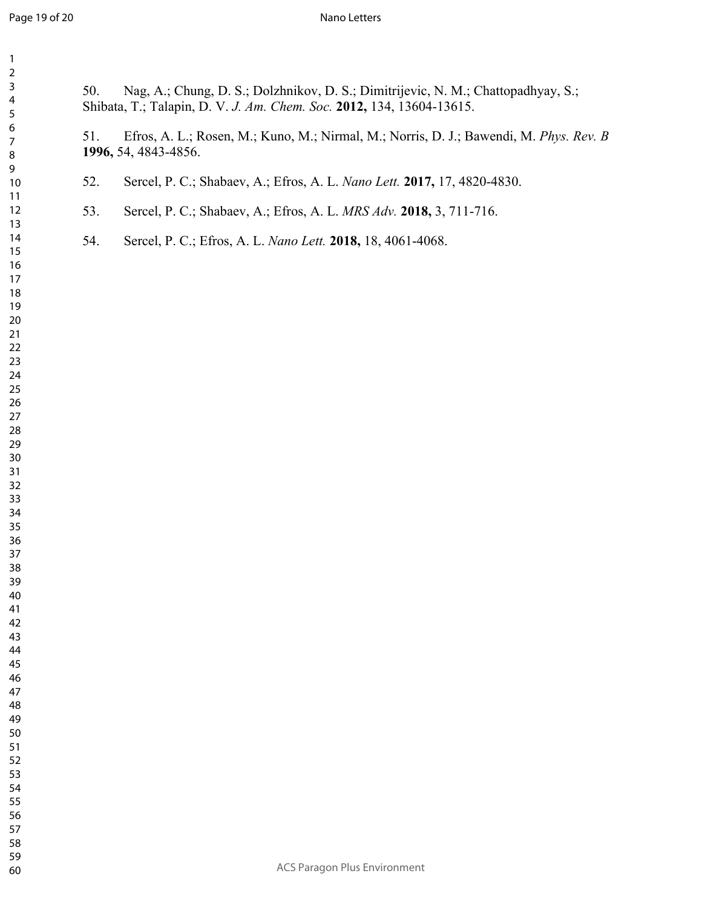50. Nag, A.; Chung, D. S.; Dolzhnikov, D. S.; Dimitrijevic, N. M.; Chattopadhyay, S.; Shibata, T.; Talapin, D. V. *J. Am. Chem. Soc.* **2012,** 134, 13604-13615.

51. Efros, A. L.; Rosen, M.; Kuno, M.; Nirmal, M.; Norris, D. J.; Bawendi, M. *Phys. Rev. B* **1996,** 54, 4843-4856.

52. Sercel, P. C.; Shabaev, A.; Efros, A. L. *Nano Lett.* **2017,** 17, 4820-4830.

53. Sercel, P. C.; Shabaev, A.; Efros, A. L. *MRS Adv.* **2018,** 3, 711-716.

54. Sercel, P. C.; Efros, A. L. *Nano Lett.* **2018,** 18, 4061-4068.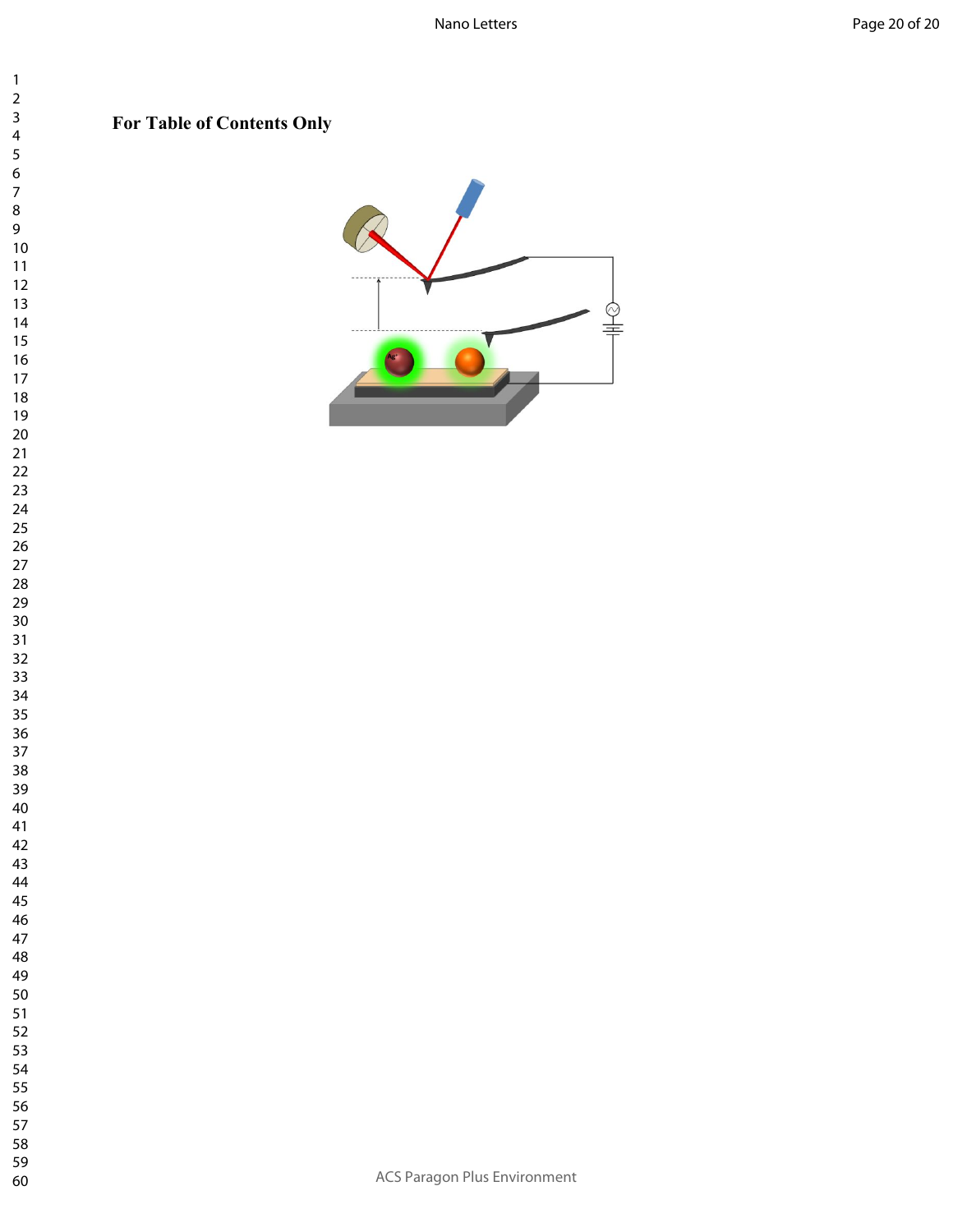**For Table of Contents Only**